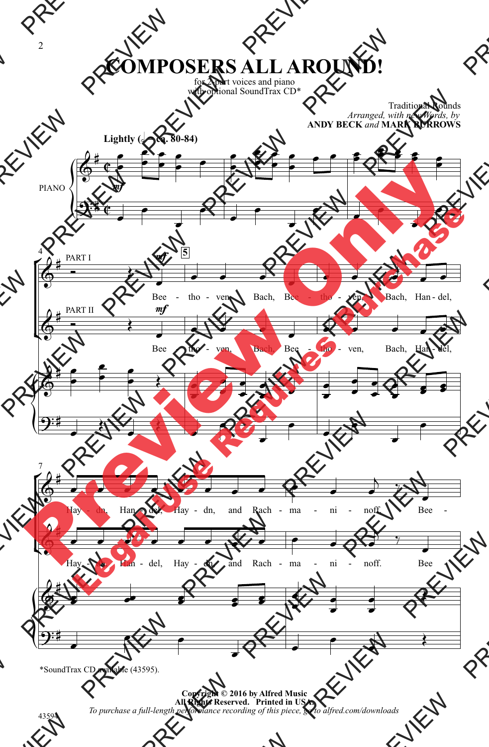# COMPOSERS ALL AROUND!

for 2-part voices and piano
with optional SoundTrax CD*

Traditional Rounds
*Arranged, with new Words, by*
**ANDY BECK** *and* **MARK BURROWS**

**Lightly (𝅗𝅥 = ca. 80-84)**

PIANO

*mf*

PART I

PART II

Bee - tho - ven, Bach, Bee - tho - ven, Bach, Han - del,

Hay - dn, Han - del, Hay - dn, and Rach - ma - ni - noff. Bee -

*SoundTrax CD available (43595).

Copyright © 2016 by Alfred Music
All Rights Reserved. Printed in USA.
*To purchase a full-length performance recording of this piece, go to alfred.com/downloads*

43594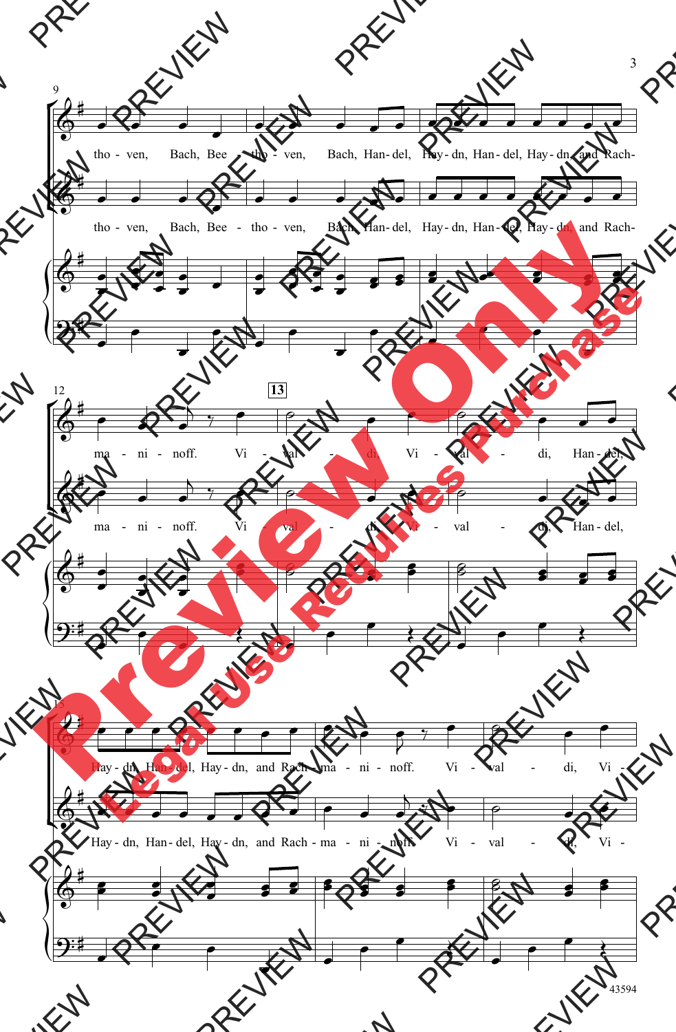tho - ven, Bach, Bee - tho - ven, Bach, Han - del, Hay - dn, Han - del, Hay - dn, and Rach-

tho - ven, Bach, Bee - tho - ven, Bach, Han - del, Hay - dn, Han - del, Hay - dn, and Rach-

ma - ni - noff. Vi - val - di, Vi - val - di, Han - del,

ma - ni - noff. Vi - val - di, Vi - val - di, Han - del,

Hay - dn, Han - del, Hay - dn, and Rach - ma - ni - noff. Vi - val - di, Vi -

Hay - dn, Han - del, Hay - dn, and Rach - ma - ni - noff. Vi - val - di, Vi -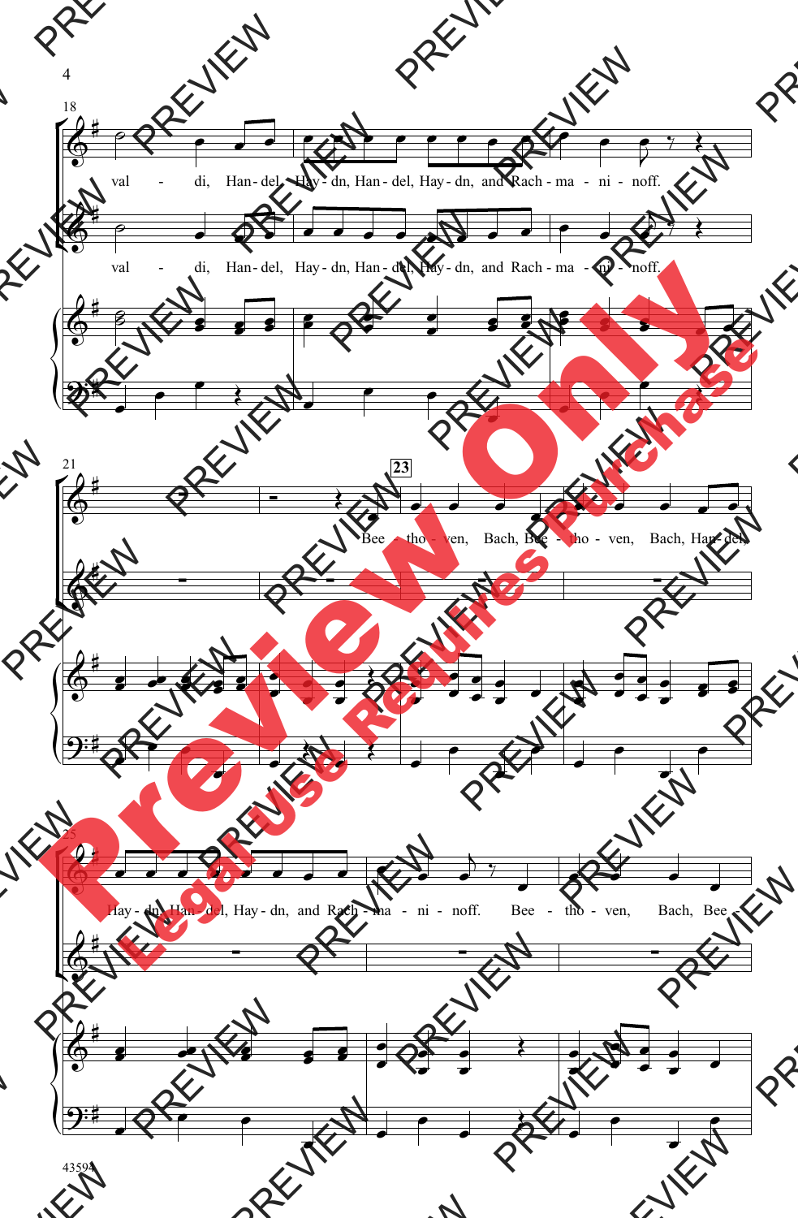18

val - di, Han - del, Hay - dn, Han - del, Hay - dn, and Rach - ma - ni - noff.

val - di, Han - del, Hay - dn, Han - del, Hay - dn, and Rach - ma - ni - noff.

21

23

Bee - tho - ven, Bach, Bee - tho - ven, Bach, Han - del,

25

Hay - dn, Han - del, Hay - dn, and Rach - ma - ni - noff. Bee - tho - ven, Bach, Bee -

Preview Only

Legal Use Requires Purchase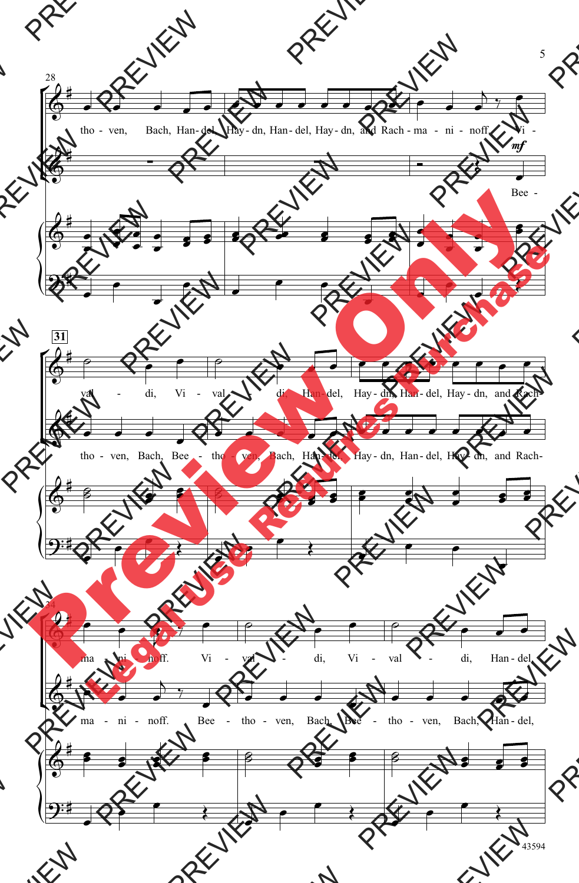28

tho - ven, Bach, Han - del, Hay - dn, Han - del, Hay - dn, and Rach - ma - ni - noff. Vi -

*mf*

Bee -

31

val - di, Vi - val - di, Han - del, Hay - dn, Han - del, Hay - dn, and Rach-

tho - ven, Bach, Bee - tho - ven, Bach, Han - del, Hay - dn, Han - del, Hay - dn, and Rach-

34

ma - ni - noff. Vi - val - di, Vi - val - di, Han - del,

ma - ni - noff. Bee - tho - ven, Bach, Bee - tho - ven, Bach, Han - del,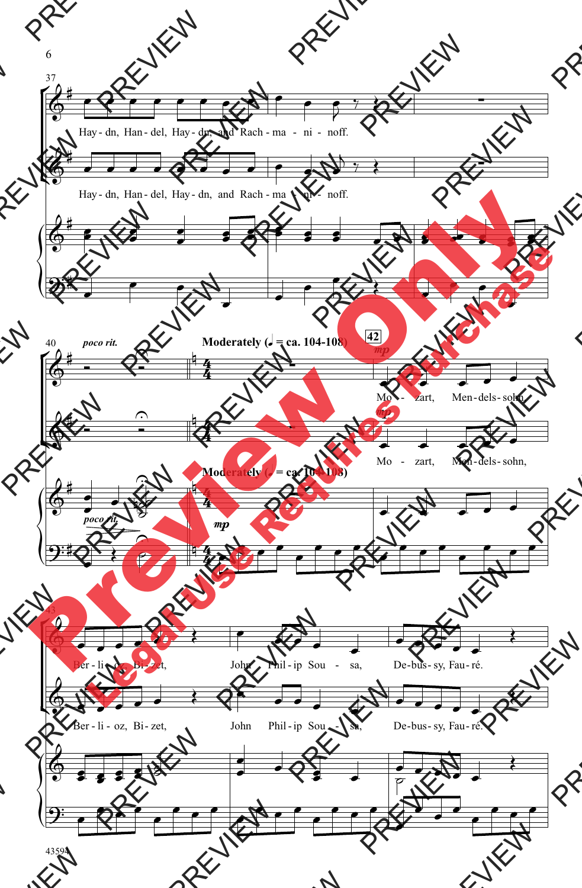37

Hay - dn, Han - del, Hay - dn, and Rach - ma - ni - noff.

Hay - dn, Han - del, Hay - dn, and Rach - ma - ni - noff.

40 *poco rit.* **Moderately (♩ = ca. 104-108)** 42 *mp*

Mo - zart, Men - dels - sohn,

*mp*

Mo - zart, Men - dels - sohn,

**Moderately (♩ = ca. 104-108)**

*poco rit.* *mp*

43

Ber - li - oz, Bi - zet, John Phil - ip Sou - sa, De - bus - sy, Fau - ré.

Ber - li - oz, Bi - zet, John Phil - ip Sou - sa, De - bus - sy, Fau - ré.

43594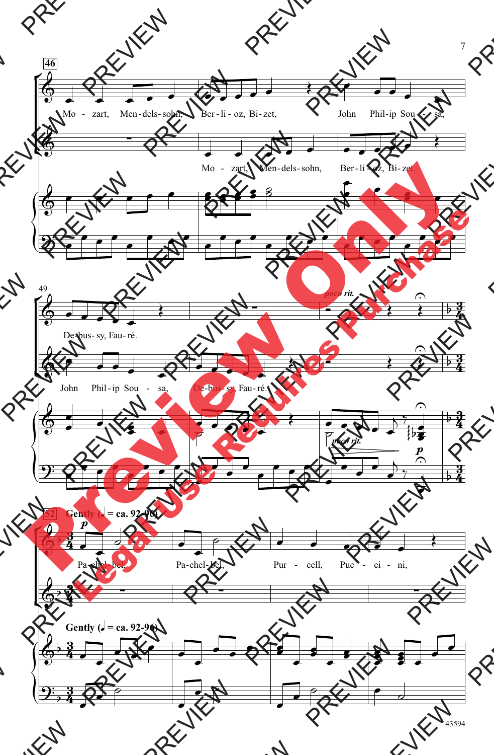46

Mo - zart, Men-dels-sohn, Ber - li - oz, Bi - zet, John Phil-ip Sou - sa,

Mo - zart, Men-dels-sohn, Ber - li - oz, Bi - zet,

49

De-bus- sy, Fau - ré.

*poco rit.*

John Phil - ip Sou - sa, De-bus- sy, Fau - ré.

*poco rit.*

*p*

52 **Gently (♩ = ca. 92-96)**

*p*

Pa-chel-bel, Pa-chel-bel, Pur - cell, Puc - ci - ni,

**Gently (♩ = ca. 92-96)**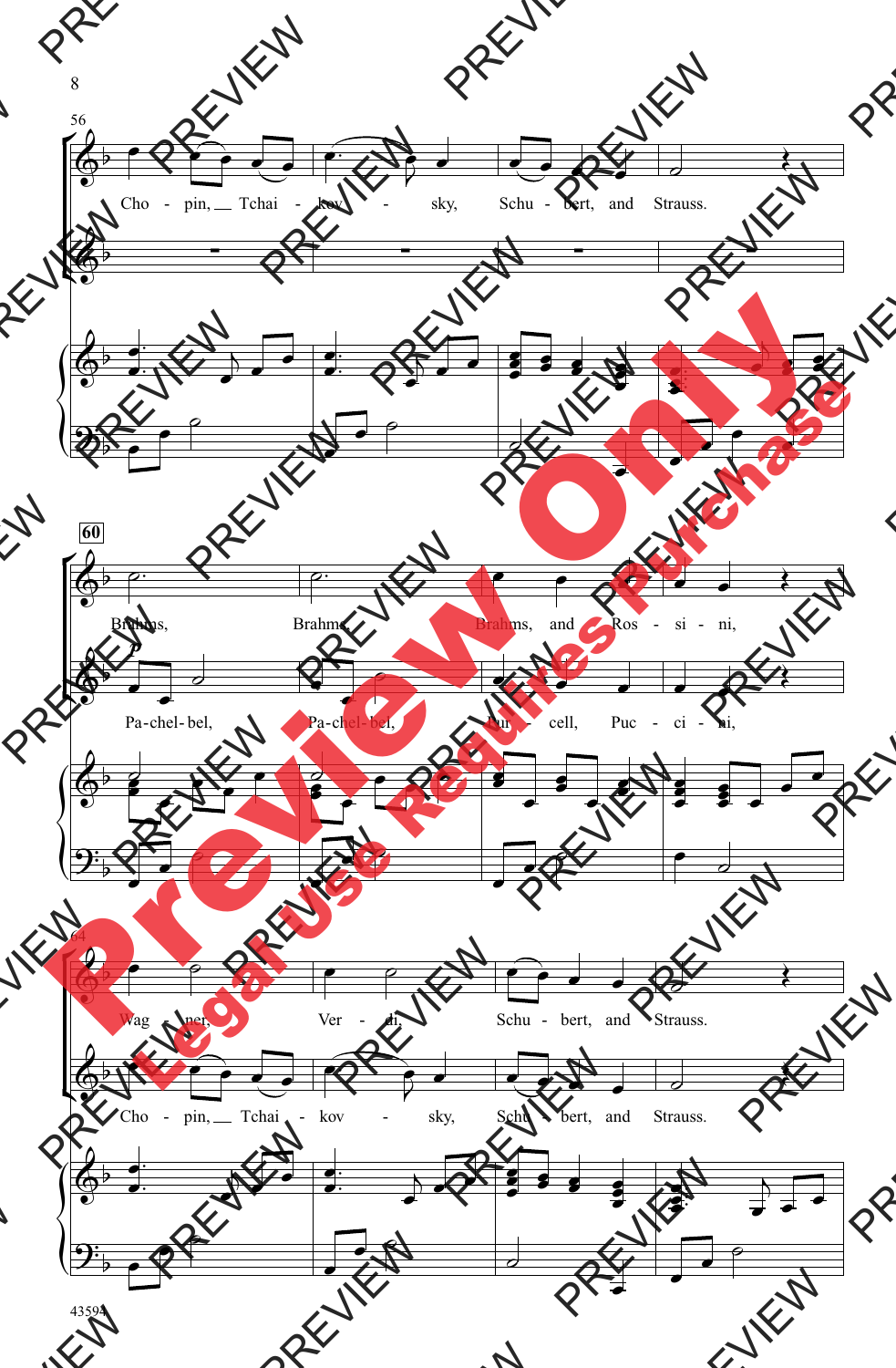56

Cho - pin, Tchai - kov - sky, Schu - bert, and Strauss.

60

Brahms, Brahms, Brahms, and Ros - si - ni,

Pa-chel-bel, Pa-chel-bel, Pur - cell, Puc - ci - ni,

64

Wag - ner, Ver - di, Schu - bert, and Strauss.

Cho - pin, Tchai - kov - sky, Schu - bert, and Strauss.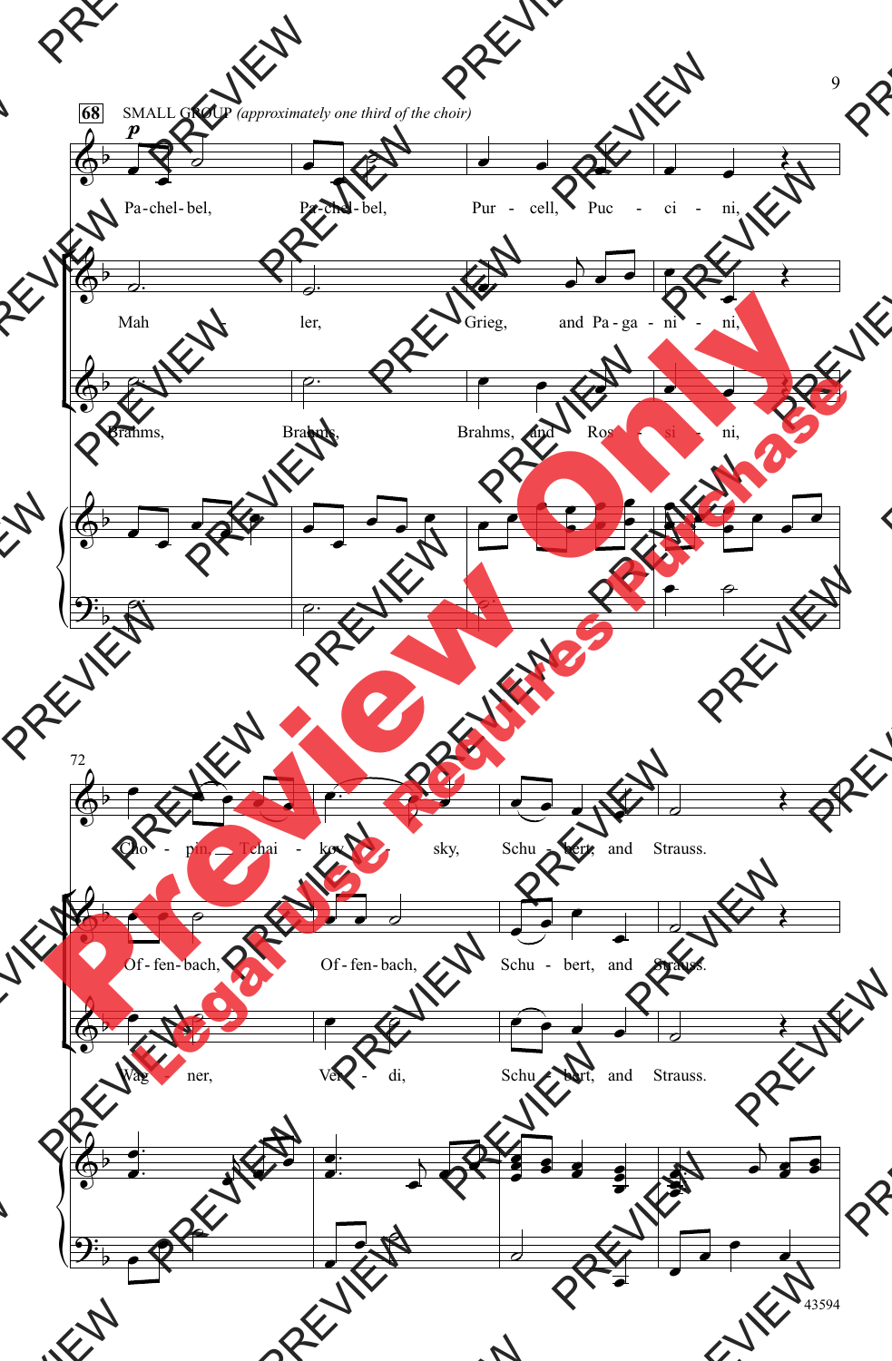**68** SMALL GROUP *(approximately one third of the choir)*

*p*

Pa-chel-bel, Pa-chel-bel, Pur - cell, Puc - ci - ni,

Mah - ler, Grieg, and Pa-ga - ni - ni,

Brahms, Brahms, Brahms, and Ros - si - ni,

72

Cho - pin, Tchai - kov - sky, Schu - bert, and Strauss.

Of-fen-bach, Of-fen-bach, Schu - bert, and Strauss.

Wag - ner, Ver - di, Schu - bert, and Strauss.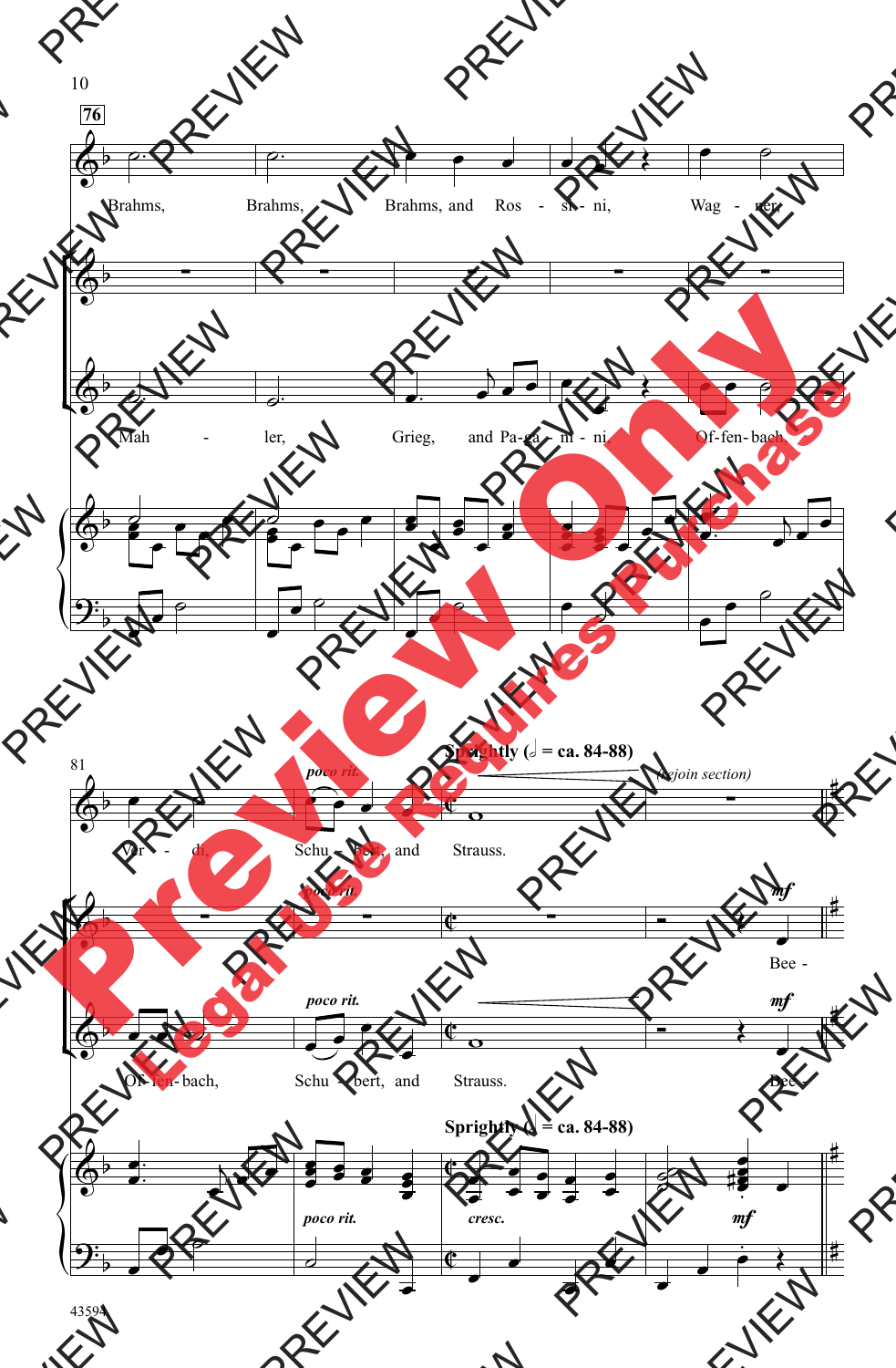76

Brahms, Brahms, Brahms, and Ros - si - ni, Wag - ner,

Mah - ler, Grieg, and Pa - ga - ni - ni, Of-fen-bach,

81

*poco rit.*

**Sprightly (𝅗𝅥 = ca. 84-88)**

*(rejoin section)*

Ver - di, Schu - bert, and Strauss.

*poco rit.*

*mf*

Bee -

Of-fen-bach, Schu - bert, and Strauss.

*poco rit.*

*mf*

Bee -

**Sprightly (𝅗𝅥 = ca. 84-88)**

*poco rit.* *cresc.* *mf*

43594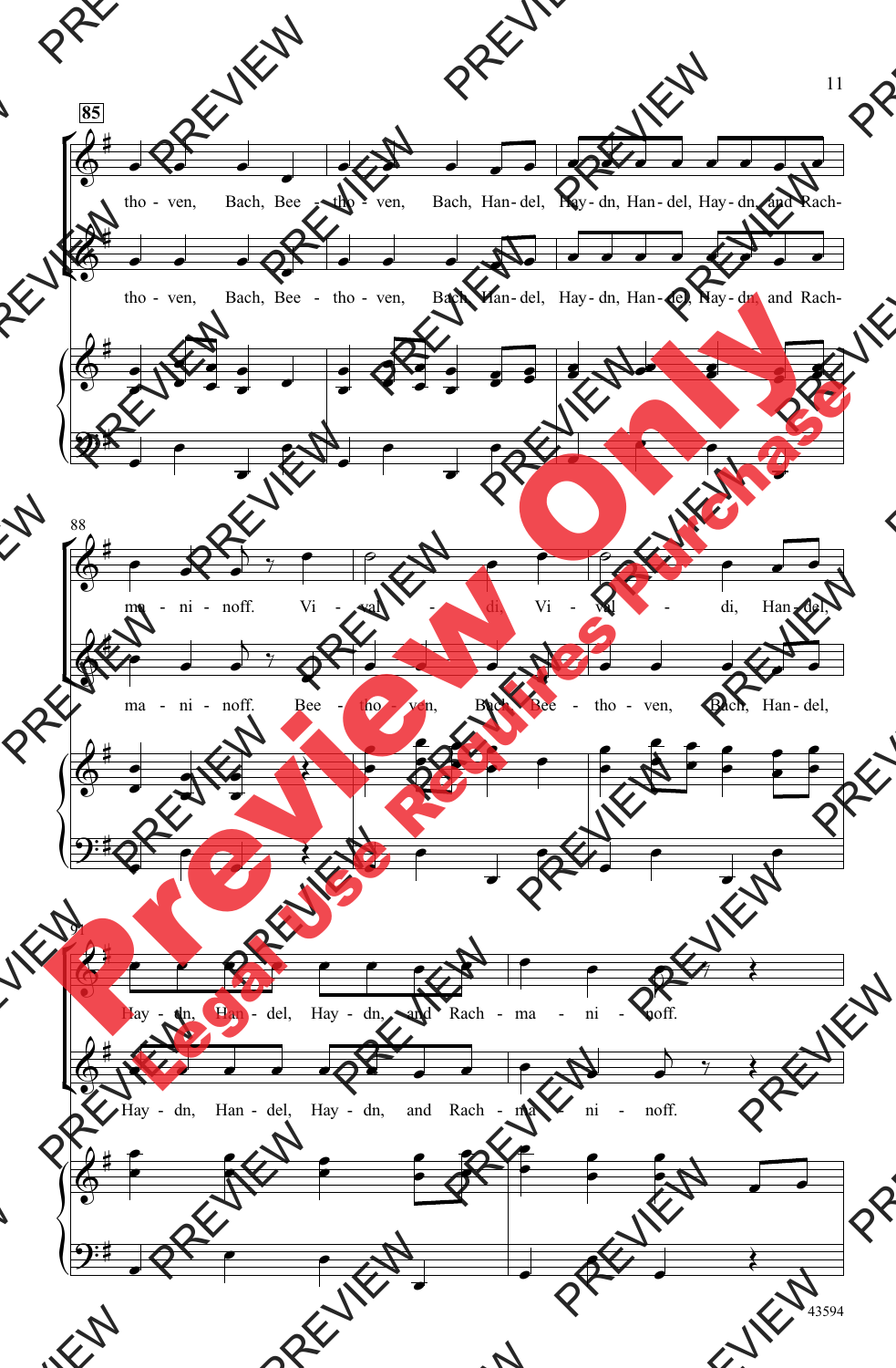85

tho - ven, Bach, Bee - tho - ven, Bach, Han - del, Hay - dn, Han - del, Hay - dn, and Rach-

tho - ven, Bach, Bee - tho - ven, Bach, Han - del, Hay - dn, Han - del, Hay - dn, and Rach-

88

ma - ni - noff. Vi - val - di, Vi - val - di, Han - del,

ma - ni - noff. Bee - tho - ven, Bach, Bee - tho - ven, Bach, Han - del,

91

Hay - dn, Han - del, Hay - dn, and Rach - ma - ni - noff.

Hay - dn, Han - del, Hay - dn, and Rach - ma - ni - noff.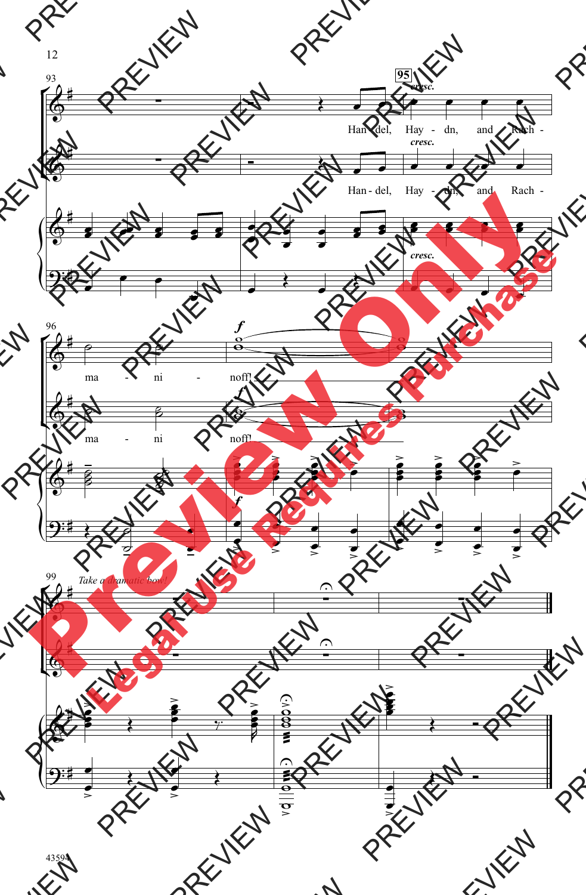93

95

*cresc.*

Han - del, Hay - dn, and Rach -

*cresc.*

Han - del, Hay - dn, and Rach -

*cresc.*

96

*f*

ma - ni - noff!

*f*

ma - ni - noff!

*f*

99 *Take a dramatic bow!*

43594